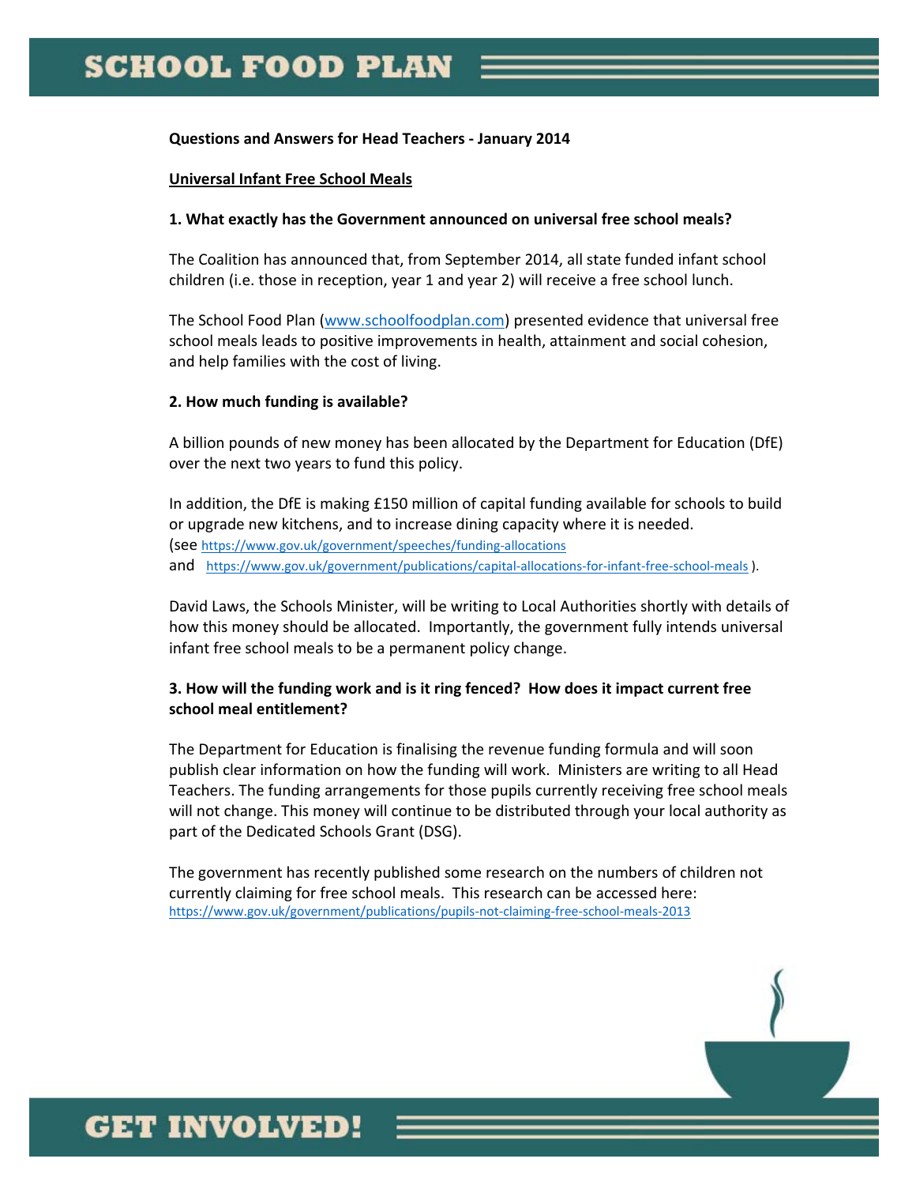**Questions and Answers for Head Teachers - January 2014**

**Universal Infant Free School Meals**

**1. What exactly has the Government announced on universal free school meals?**

The Coalition has announced that, from September 2014, all state funded infant school children (i.e. those in reception, year 1 and year 2) will receive a free school lunch.

The School Food Plan (www.schoolfoodplan.com) presented evidence that universal free school meals leads to positive improvements in health, attainment and social cohesion, and help families with the cost of living.

**2. How much funding is available?**

A billion pounds of new money has been allocated by the Department for Education (DfE) over the next two years to fund this policy.

In addition, the DfE is making £150 million of capital funding available for schools to build or upgrade new kitchens, and to increase dining capacity where it is needed. (see https://www.gov.uk/government/speeches/funding-allocations and https://www.gov.uk/government/publications/capital-allocations-for-infant-free-school-meals ).

David Laws, the Schools Minister, will be writing to Local Authorities shortly with details of how this money should be allocated. Importantly, the government fully intends universal infant free school meals to be a permanent policy change.

**3. How will the funding work and is it ring fenced? How does it impact current free school meal entitlement?**

The Department for Education is finalising the revenue funding formula and will soon publish clear information on how the funding will work. Ministers are writing to all Head Teachers. The funding arrangements for those pupils currently receiving free school meals will not change. This money will continue to be distributed through your local authority as part of the Dedicated Schools Grant (DSG).

The government has recently published some research on the numbers of children not currently claiming for free school meals. This research can be accessed here: https://www.gov.uk/government/publications/pupils-not-claiming-free-school-meals-2013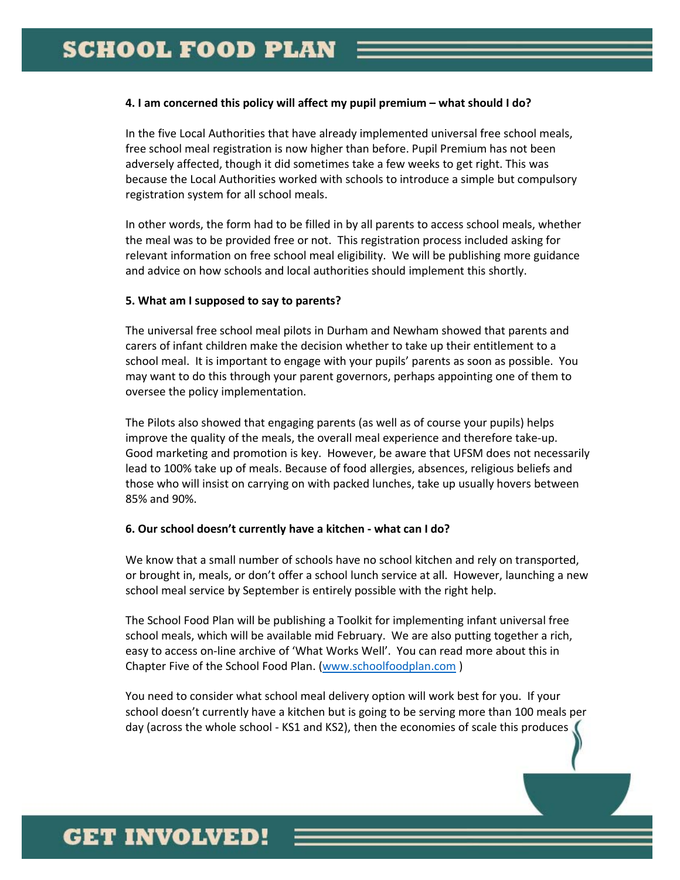**4. I am concerned this policy will affect my pupil premium – what should I do?**

In the five Local Authorities that have already implemented universal free school meals, free school meal registration is now higher than before. Pupil Premium has not been adversely affected, though it did sometimes take a few weeks to get right. This was because the Local Authorities worked with schools to introduce a simple but compulsory registration system for all school meals.

In other words, the form had to be filled in by all parents to access school meals, whether the meal was to be provided free or not. This registration process included asking for relevant information on free school meal eligibility. We will be publishing more guidance and advice on how schools and local authorities should implement this shortly.

**5. What am I supposed to say to parents?**

The universal free school meal pilots in Durham and Newham showed that parents and carers of infant children make the decision whether to take up their entitlement to a school meal. It is important to engage with your pupils' parents as soon as possible. You may want to do this through your parent governors, perhaps appointing one of them to oversee the policy implementation.

The Pilots also showed that engaging parents (as well as of course your pupils) helps improve the quality of the meals, the overall meal experience and therefore take-up. Good marketing and promotion is key. However, be aware that UFSM does not necessarily lead to 100% take up of meals. Because of food allergies, absences, religious beliefs and those who will insist on carrying on with packed lunches, take up usually hovers between 85% and 90%.

**6. Our school doesn't currently have a kitchen - what can I do?**

We know that a small number of schools have no school kitchen and rely on transported, or brought in, meals, or don't offer a school lunch service at all. However, launching a new school meal service by September is entirely possible with the right help.

The School Food Plan will be publishing a Toolkit for implementing infant universal free school meals, which will be available mid February. We are also putting together a rich, easy to access on-line archive of 'What Works Well'. You can read more about this in Chapter Five of the School Food Plan. (www.schoolfoodplan.com )

You need to consider what school meal delivery option will work best for you. If your school doesn't currently have a kitchen but is going to be serving more than 100 meals per day (across the whole school - KS1 and KS2), then the economies of scale this produces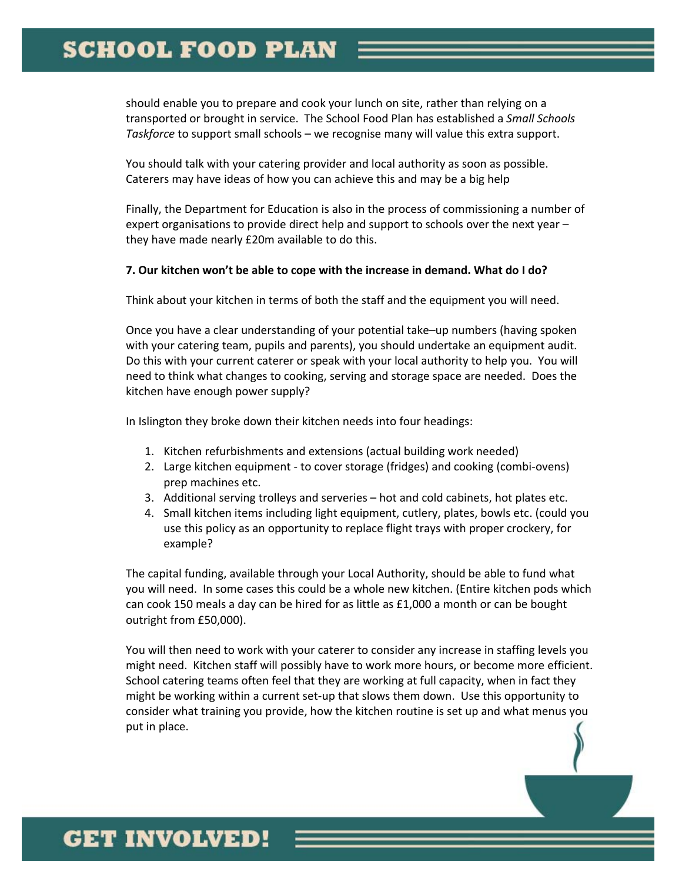should enable you to prepare and cook your lunch on site, rather than relying on a transported or brought in service. The School Food Plan has established a *Small Schools Taskforce* to support small schools – we recognise many will value this extra support.

You should talk with your catering provider and local authority as soon as possible. Caterers may have ideas of how you can achieve this and may be a big help

Finally, the Department for Education is also in the process of commissioning a number of expert organisations to provide direct help and support to schools over the next year – they have made nearly £20m available to do this.

**7. Our kitchen won't be able to cope with the increase in demand. What do I do?**

Think about your kitchen in terms of both the staff and the equipment you will need.

Once you have a clear understanding of your potential take–up numbers (having spoken with your catering team, pupils and parents), you should undertake an equipment audit. Do this with your current caterer or speak with your local authority to help you. You will need to think what changes to cooking, serving and storage space are needed. Does the kitchen have enough power supply?

In Islington they broke down their kitchen needs into four headings:

1. Kitchen refurbishments and extensions (actual building work needed)
2. Large kitchen equipment - to cover storage (fridges) and cooking (combi-ovens) prep machines etc.
3. Additional serving trolleys and serveries – hot and cold cabinets, hot plates etc.
4. Small kitchen items including light equipment, cutlery, plates, bowls etc. (could you use this policy as an opportunity to replace flight trays with proper crockery, for example?

The capital funding, available through your Local Authority, should be able to fund what you will need. In some cases this could be a whole new kitchen. (Entire kitchen pods which can cook 150 meals a day can be hired for as little as £1,000 a month or can be bought outright from £50,000).

You will then need to work with your caterer to consider any increase in staffing levels you might need. Kitchen staff will possibly have to work more hours, or become more efficient. School catering teams often feel that they are working at full capacity, when in fact they might be working within a current set-up that slows them down. Use this opportunity to consider what training you provide, how the kitchen routine is set up and what menus you put in place.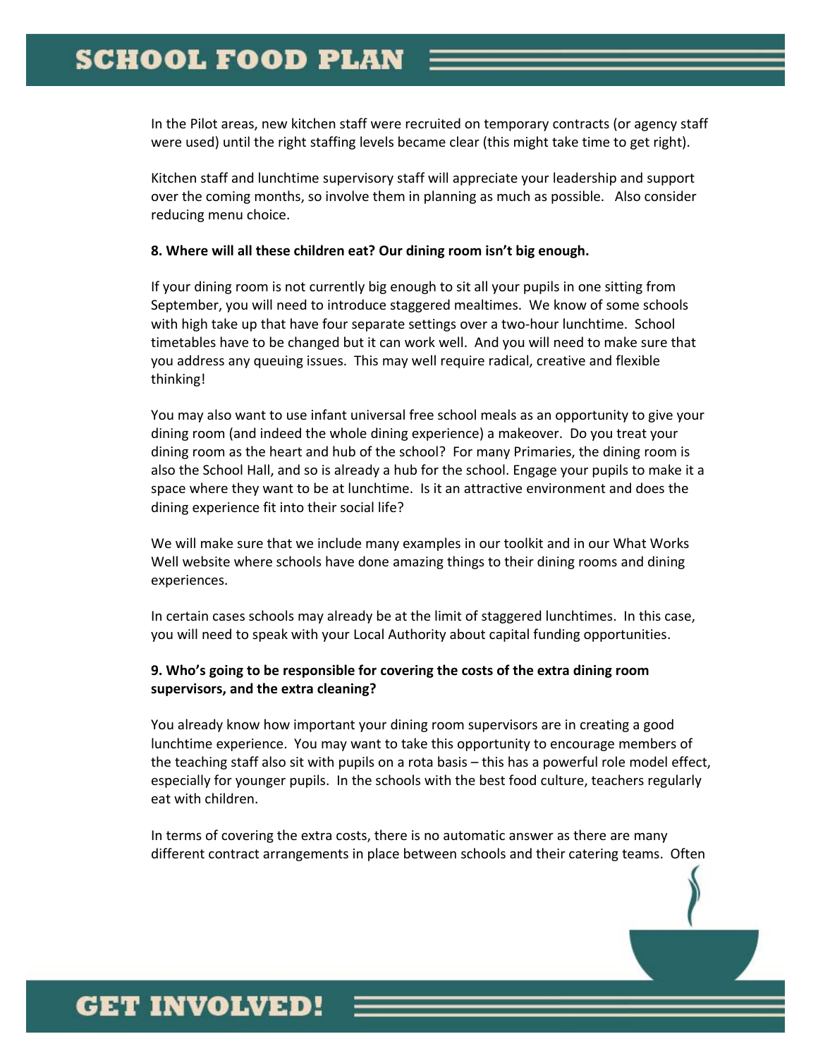In the Pilot areas, new kitchen staff were recruited on temporary contracts (or agency staff were used) until the right staffing levels became clear (this might take time to get right).

Kitchen staff and lunchtime supervisory staff will appreciate your leadership and support over the coming months, so involve them in planning as much as possible. Also consider reducing menu choice.

**8. Where will all these children eat? Our dining room isn't big enough.**

If your dining room is not currently big enough to sit all your pupils in one sitting from September, you will need to introduce staggered mealtimes. We know of some schools with high take up that have four separate settings over a two-hour lunchtime. School timetables have to be changed but it can work well. And you will need to make sure that you address any queuing issues. This may well require radical, creative and flexible thinking!

You may also want to use infant universal free school meals as an opportunity to give your dining room (and indeed the whole dining experience) a makeover. Do you treat your dining room as the heart and hub of the school? For many Primaries, the dining room is also the School Hall, and so is already a hub for the school. Engage your pupils to make it a space where they want to be at lunchtime. Is it an attractive environment and does the dining experience fit into their social life?

We will make sure that we include many examples in our toolkit and in our What Works Well website where schools have done amazing things to their dining rooms and dining experiences.

In certain cases schools may already be at the limit of staggered lunchtimes. In this case, you will need to speak with your Local Authority about capital funding opportunities.

**9. Who's going to be responsible for covering the costs of the extra dining room supervisors, and the extra cleaning?**

You already know how important your dining room supervisors are in creating a good lunchtime experience. You may want to take this opportunity to encourage members of the teaching staff also sit with pupils on a rota basis – this has a powerful role model effect, especially for younger pupils. In the schools with the best food culture, teachers regularly eat with children.

In terms of covering the extra costs, there is no automatic answer as there are many different contract arrangements in place between schools and their catering teams. Often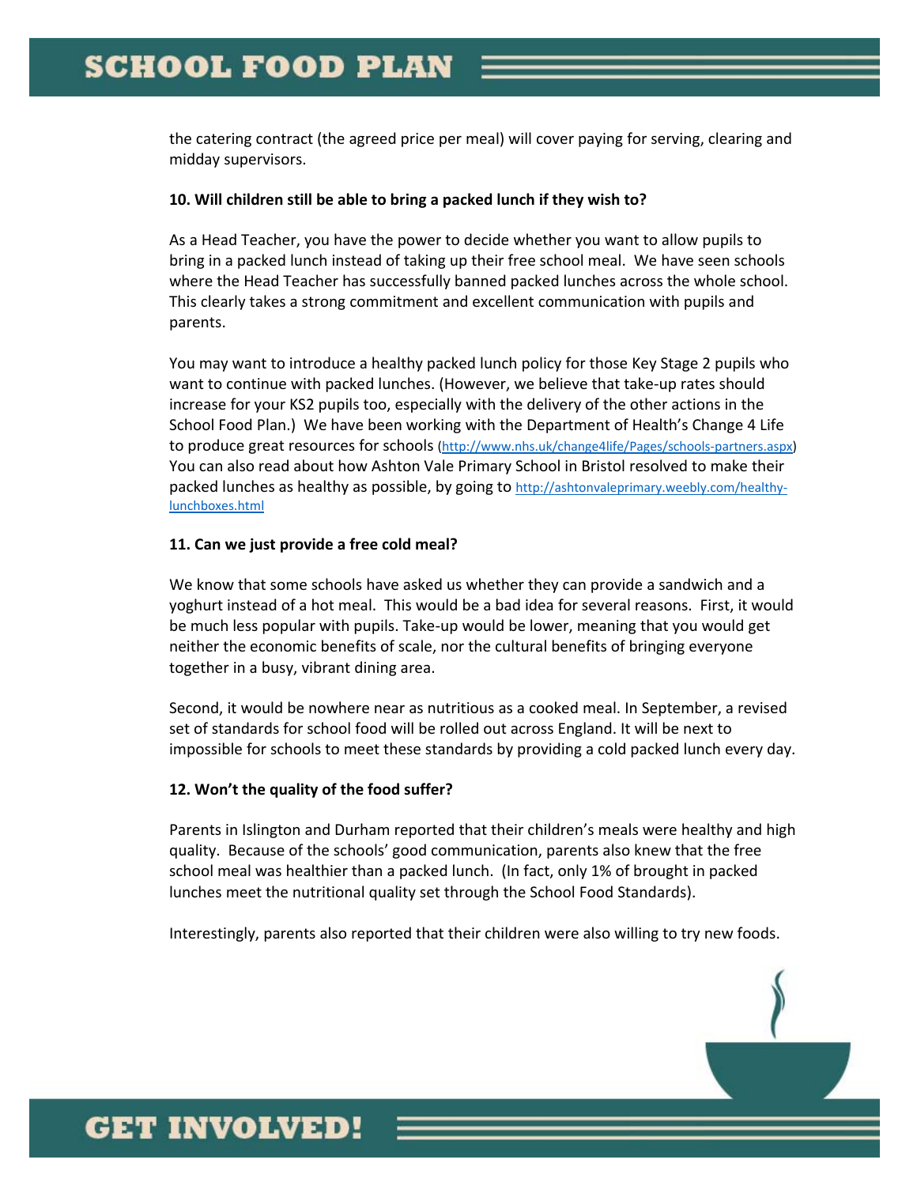the catering contract (the agreed price per meal) will cover paying for serving, clearing and midday supervisors.

**10. Will children still be able to bring a packed lunch if they wish to?**

As a Head Teacher, you have the power to decide whether you want to allow pupils to bring in a packed lunch instead of taking up their free school meal. We have seen schools where the Head Teacher has successfully banned packed lunches across the whole school. This clearly takes a strong commitment and excellent communication with pupils and parents.

You may want to introduce a healthy packed lunch policy for those Key Stage 2 pupils who want to continue with packed lunches. (However, we believe that take-up rates should increase for your KS2 pupils too, especially with the delivery of the other actions in the School Food Plan.) We have been working with the Department of Health's Change 4 Life to produce great resources for schools (http://www.nhs.uk/change4life/Pages/schools-partners.aspx) You can also read about how Ashton Vale Primary School in Bristol resolved to make their packed lunches as healthy as possible, by going to http://ashtonvaleprimary.weebly.com/healthy-lunchboxes.html

**11. Can we just provide a free cold meal?**

We know that some schools have asked us whether they can provide a sandwich and a yoghurt instead of a hot meal. This would be a bad idea for several reasons. First, it would be much less popular with pupils. Take-up would be lower, meaning that you would get neither the economic benefits of scale, nor the cultural benefits of bringing everyone together in a busy, vibrant dining area.

Second, it would be nowhere near as nutritious as a cooked meal. In September, a revised set of standards for school food will be rolled out across England. It will be next to impossible for schools to meet these standards by providing a cold packed lunch every day.

**12. Won't the quality of the food suffer?**

Parents in Islington and Durham reported that their children's meals were healthy and high quality. Because of the schools' good communication, parents also knew that the free school meal was healthier than a packed lunch. (In fact, only 1% of brought in packed lunches meet the nutritional quality set through the School Food Standards).

Interestingly, parents also reported that their children were also willing to try new foods.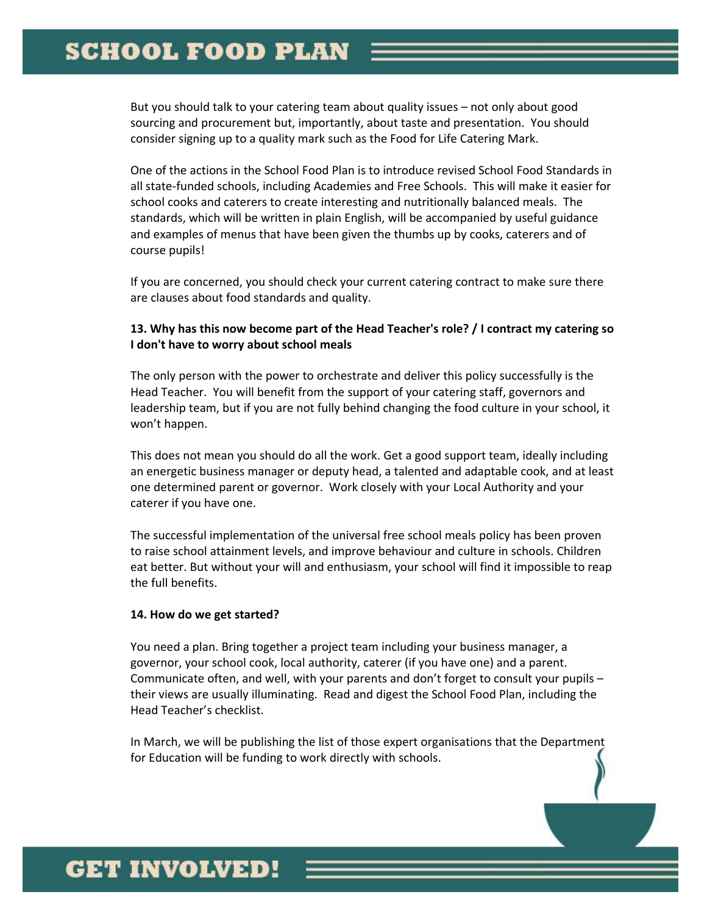But you should talk to your catering team about quality issues – not only about good sourcing and procurement but, importantly, about taste and presentation. You should consider signing up to a quality mark such as the Food for Life Catering Mark.

One of the actions in the School Food Plan is to introduce revised School Food Standards in all state-funded schools, including Academies and Free Schools. This will make it easier for school cooks and caterers to create interesting and nutritionally balanced meals. The standards, which will be written in plain English, will be accompanied by useful guidance and examples of menus that have been given the thumbs up by cooks, caterers and of course pupils!

If you are concerned, you should check your current catering contract to make sure there are clauses about food standards and quality.

**13. Why has this now become part of the Head Teacher's role? / I contract my catering so I don't have to worry about school meals**

The only person with the power to orchestrate and deliver this policy successfully is the Head Teacher. You will benefit from the support of your catering staff, governors and leadership team, but if you are not fully behind changing the food culture in your school, it won't happen.

This does not mean you should do all the work. Get a good support team, ideally including an energetic business manager or deputy head, a talented and adaptable cook, and at least one determined parent or governor. Work closely with your Local Authority and your caterer if you have one.

The successful implementation of the universal free school meals policy has been proven to raise school attainment levels, and improve behaviour and culture in schools. Children eat better. But without your will and enthusiasm, your school will find it impossible to reap the full benefits.

**14. How do we get started?**

You need a plan. Bring together a project team including your business manager, a governor, your school cook, local authority, caterer (if you have one) and a parent. Communicate often, and well, with your parents and don't forget to consult your pupils – their views are usually illuminating. Read and digest the School Food Plan, including the Head Teacher's checklist.

In March, we will be publishing the list of those expert organisations that the Department for Education will be funding to work directly with schools.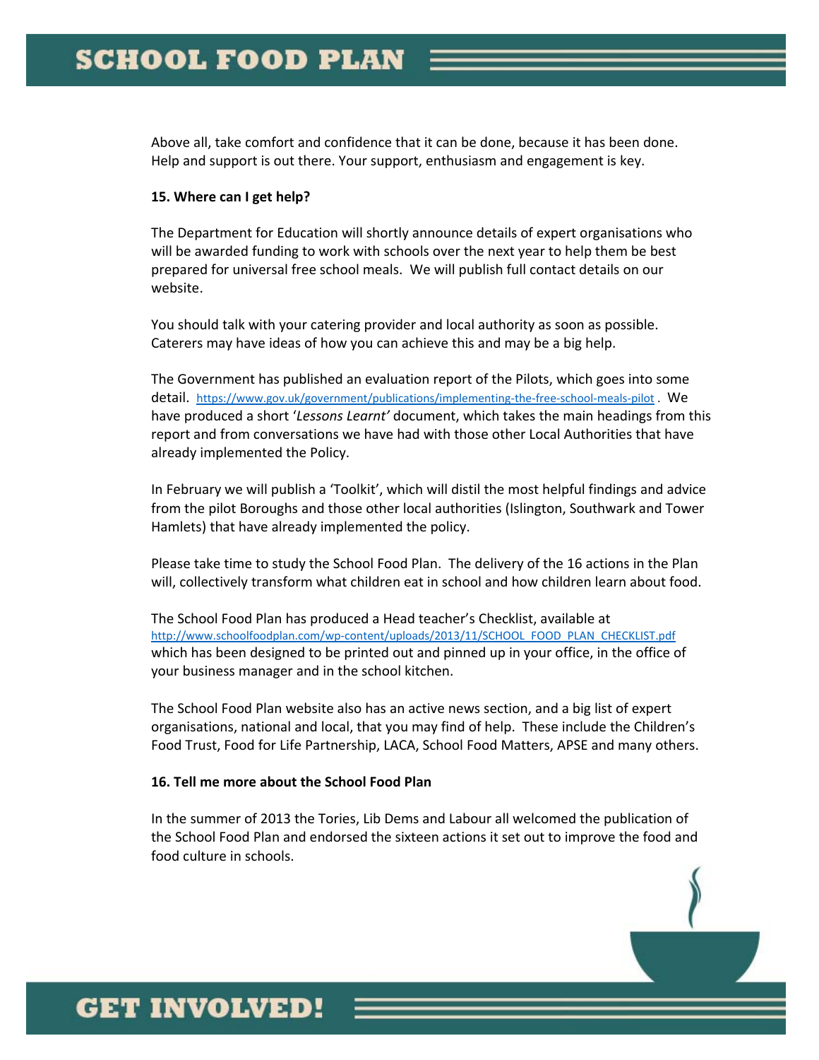Above all, take comfort and confidence that it can be done, because it has been done. Help and support is out there. Your support, enthusiasm and engagement is key.

**15. Where can I get help?**

The Department for Education will shortly announce details of expert organisations who will be awarded funding to work with schools over the next year to help them be best prepared for universal free school meals. We will publish full contact details on our website.

You should talk with your catering provider and local authority as soon as possible. Caterers may have ideas of how you can achieve this and may be a big help.

The Government has published an evaluation report of the Pilots, which goes into some detail. https://www.gov.uk/government/publications/implementing-the-free-school-meals-pilot . We have produced a short '*Lessons Learnt'* document, which takes the main headings from this report and from conversations we have had with those other Local Authorities that have already implemented the Policy.

In February we will publish a 'Toolkit', which will distil the most helpful findings and advice from the pilot Boroughs and those other local authorities (Islington, Southwark and Tower Hamlets) that have already implemented the policy.

Please take time to study the School Food Plan. The delivery of the 16 actions in the Plan will, collectively transform what children eat in school and how children learn about food.

The School Food Plan has produced a Head teacher's Checklist, available at http://www.schoolfoodplan.com/wp-content/uploads/2013/11/SCHOOL_FOOD_PLAN_CHECKLIST.pdf which has been designed to be printed out and pinned up in your office, in the office of your business manager and in the school kitchen.

The School Food Plan website also has an active news section, and a big list of expert organisations, national and local, that you may find of help. These include the Children's Food Trust, Food for Life Partnership, LACA, School Food Matters, APSE and many others.

**16. Tell me more about the School Food Plan**

In the summer of 2013 the Tories, Lib Dems and Labour all welcomed the publication of the School Food Plan and endorsed the sixteen actions it set out to improve the food and food culture in schools.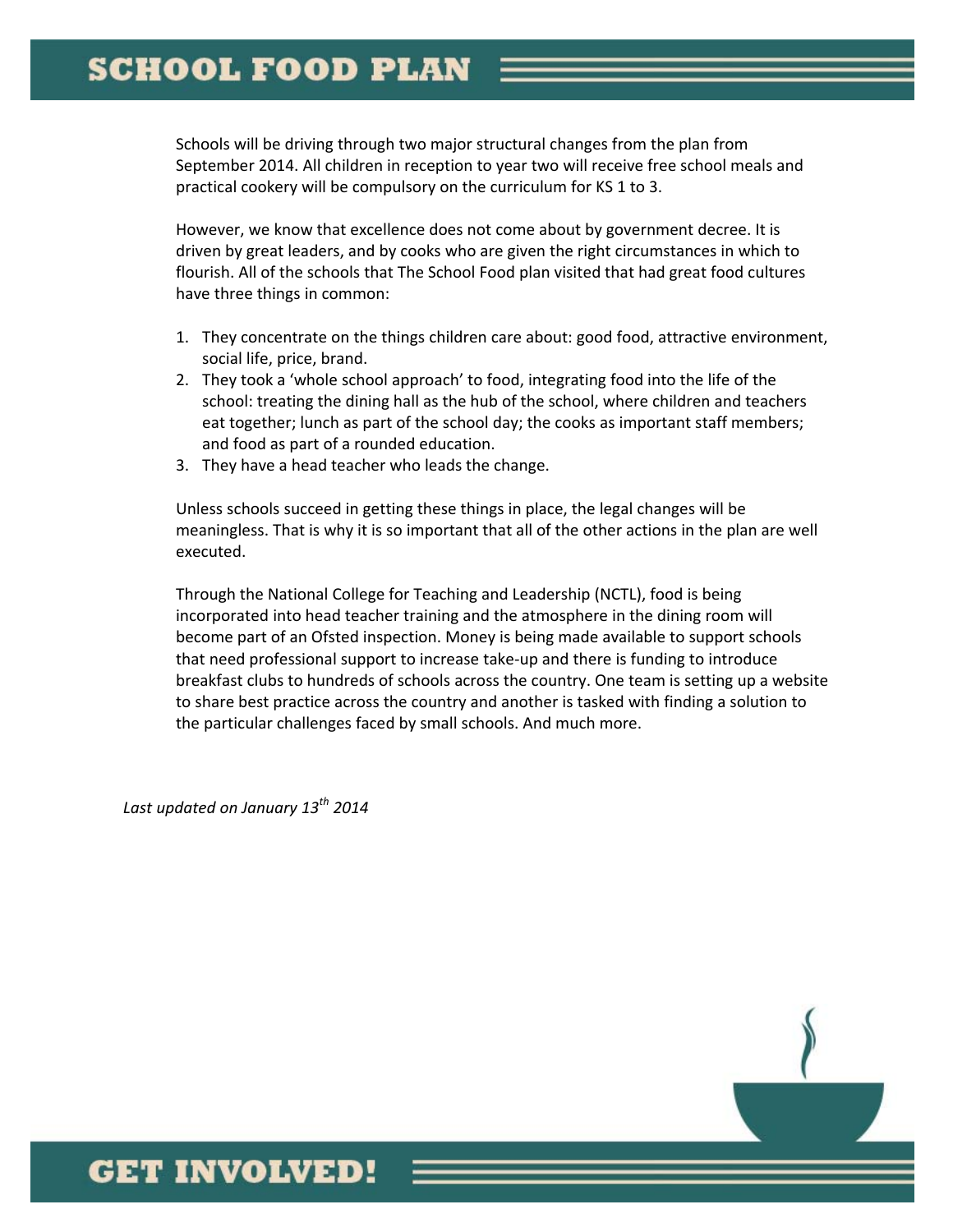# SCHOOL FOOD PLAN

Schools will be driving through two major structural changes from the plan from September 2014. All children in reception to year two will receive free school meals and practical cookery will be compulsory on the curriculum for KS 1 to 3.

However, we know that excellence does not come about by government decree. It is driven by great leaders, and by cooks who are given the right circumstances in which to flourish. All of the schools that The School Food plan visited that had great food cultures have three things in common:

1. They concentrate on the things children care about: good food, attractive environment, social life, price, brand.
2. They took a 'whole school approach' to food, integrating food into the life of the school: treating the dining hall as the hub of the school, where children and teachers eat together; lunch as part of the school day; the cooks as important staff members; and food as part of a rounded education.
3. They have a head teacher who leads the change.

Unless schools succeed in getting these things in place, the legal changes will be meaningless. That is why it is so important that all of the other actions in the plan are well executed.

Through the National College for Teaching and Leadership (NCTL), food is being incorporated into head teacher training and the atmosphere in the dining room will become part of an Ofsted inspection. Money is being made available to support schools that need professional support to increase take-up and there is funding to introduce breakfast clubs to hundreds of schools across the country. One team is setting up a website to share best practice across the country and another is tasked with finding a solution to the particular challenges faced by small schools. And much more.

*Last updated on January 13th 2014*

# GET INVOLVED!